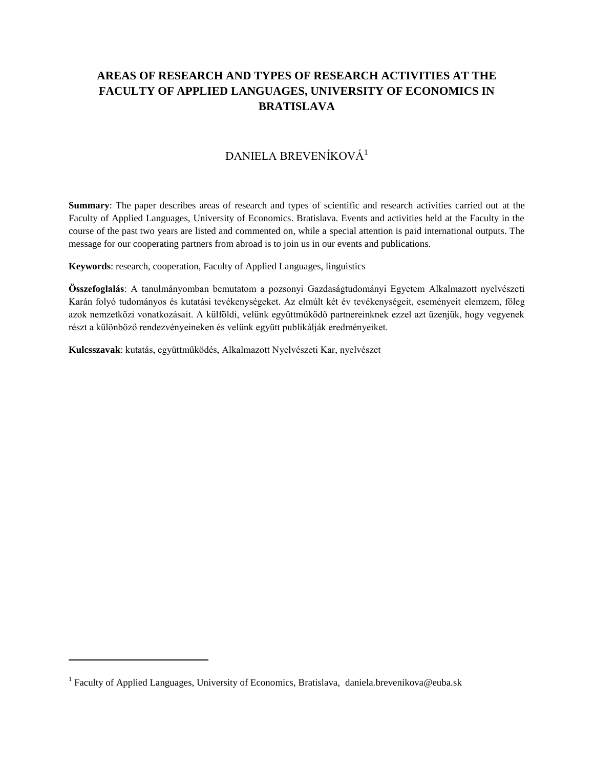# AREAS OF RESEARCH AND TYPES OF RESEARCH ACTIVITIES AT THE FACULTY OF APPLIED LANGUAGES, UNIVERSITY OF ECONOMICS IN BRATISLAVA

DANIELA BREVENÍKOVÁ[1]

**Summary**: The paper describes areas of research and types of scientific and research activities carried out at the Faculty of Applied Languages, University of Economics. Bratislava. Events and activities held at the Faculty in the course of the past two years are listed and commented on, while a special attention is paid international outputs. The message for our cooperating partners from abroad is to join us in our events and publications.

**Keywords**: research, cooperation, Faculty of Applied Languages, linguistics

**Összefoglalás**: A tanulmányomban bemutatom a pozsonyi Gazdaságtudományi Egyetem Alkalmazott nyelvészeti Karán folyó tudományos és kutatási tevékenységeket. Az elmúlt két év tevékenységeit, eseményeit elemzem, főleg azok nemzetközi vonatkozásait. A külföldi, velünk együttműködő partnereinknek ezzel azt üzenjük, hogy vegyenek részt a különböző rendezvényeineken és velünk együtt publikálják eredményeiket.

**Kulcsszavak**: kutatás, együttműködés, Alkalmazott Nyelvészeti Kar, nyelvészet

---

[1] Faculty of Applied Languages, University of Economics, Bratislava, daniela.brevenikova@euba.sk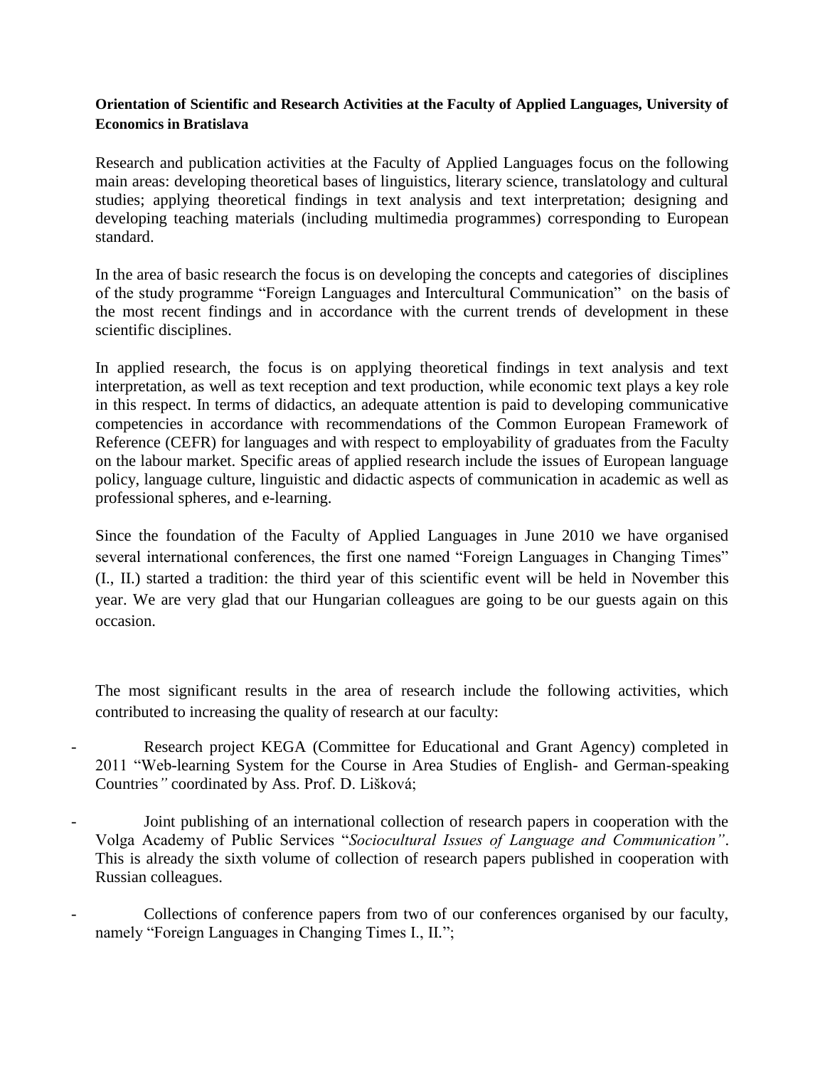**Orientation of Scientific and Research Activities at the Faculty of Applied Languages, University of Economics in Bratislava**

Research and publication activities at the Faculty of Applied Languages focus on the following main areas: developing theoretical bases of linguistics, literary science, translatology and cultural studies; applying theoretical findings in text analysis and text interpretation; designing and developing teaching materials (including multimedia programmes) corresponding to European standard.

In the area of basic research the focus is on developing the concepts and categories of disciplines of the study programme "Foreign Languages and Intercultural Communication" on the basis of the most recent findings and in accordance with the current trends of development in these scientific disciplines.

In applied research, the focus is on applying theoretical findings in text analysis and text interpretation, as well as text reception and text production, while economic text plays a key role in this respect. In terms of didactics, an adequate attention is paid to developing communicative competencies in accordance with recommendations of the Common European Framework of Reference (CEFR) for languages and with respect to employability of graduates from the Faculty on the labour market. Specific areas of applied research include the issues of European language policy, language culture, linguistic and didactic aspects of communication in academic as well as professional spheres, and e-learning.

Since the foundation of the Faculty of Applied Languages in June 2010 we have organised several international conferences, the first one named "Foreign Languages in Changing Times" (I., II.) started a tradition: the third year of this scientific event will be held in November this year. We are very glad that our Hungarian colleagues are going to be our guests again on this occasion.

The most significant results in the area of research include the following activities, which contributed to increasing the quality of research at our faculty:

- Research project KEGA (Committee for Educational and Grant Agency) completed in 2011 "Web-learning System for the Course in Area Studies of English- and German-speaking Countries*"* coordinated by Ass. Prof. D. Lišková;
- Joint publishing of an international collection of research papers in cooperation with the Volga Academy of Public Services "*Sociocultural Issues of Language and Communication"*. This is already the sixth volume of collection of research papers published in cooperation with Russian colleagues.
- Collections of conference papers from two of our conferences organised by our faculty, namely "Foreign Languages in Changing Times I., II.";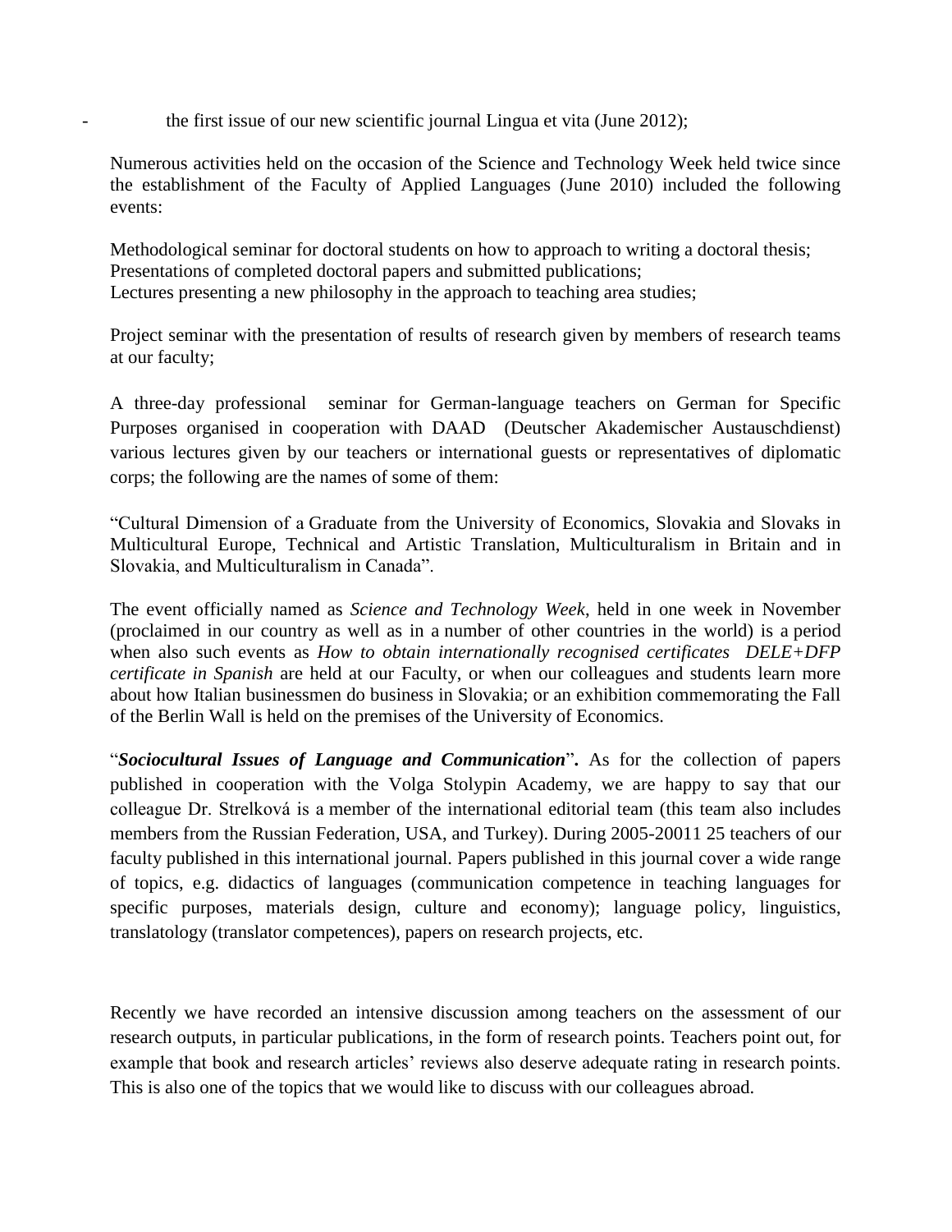- the first issue of our new scientific journal Lingua et vita (June 2012);

Numerous activities held on the occasion of the Science and Technology Week held twice since the establishment of the Faculty of Applied Languages (June 2010) included the following events:

Methodological seminar for doctoral students on how to approach to writing a doctoral thesis;
Presentations of completed doctoral papers and submitted publications;
Lectures presenting a new philosophy in the approach to teaching area studies;

Project seminar with the presentation of results of research given by members of research teams at our faculty;

A three-day professional seminar for German-language teachers on German for Specific Purposes organised in cooperation with DAAD (Deutscher Akademischer Austauschdienst) various lectures given by our teachers or international guests or representatives of diplomatic corps; the following are the names of some of them:

"Cultural Dimension of a Graduate from the University of Economics, Slovakia and Slovaks in Multicultural Europe, Technical and Artistic Translation, Multiculturalism in Britain and in Slovakia, and Multiculturalism in Canada".

The event officially named as *Science and Technology Week*, held in one week in November (proclaimed in our country as well as in a number of other countries in the world) is a period when also such events as *How to obtain internationally recognised certificates DELE+DFP certificate in Spanish* are held at our Faculty, or when our colleagues and students learn more about how Italian businessmen do business in Slovakia; or an exhibition commemorating the Fall of the Berlin Wall is held on the premises of the University of Economics.

"***Sociocultural Issues of Language and Communication***"**.** As for the collection of papers published in cooperation with the Volga Stolypin Academy, we are happy to say that our colleague Dr. Strelková is a member of the international editorial team (this team also includes members from the Russian Federation, USA, and Turkey). During 2005-20011 25 teachers of our faculty published in this international journal. Papers published in this journal cover a wide range of topics, e.g. didactics of languages (communication competence in teaching languages for specific purposes, materials design, culture and economy); language policy, linguistics, translatology (translator competences), papers on research projects, etc.

Recently we have recorded an intensive discussion among teachers on the assessment of our research outputs, in particular publications, in the form of research points. Teachers point out, for example that book and research articles' reviews also deserve adequate rating in research points. This is also one of the topics that we would like to discuss with our colleagues abroad.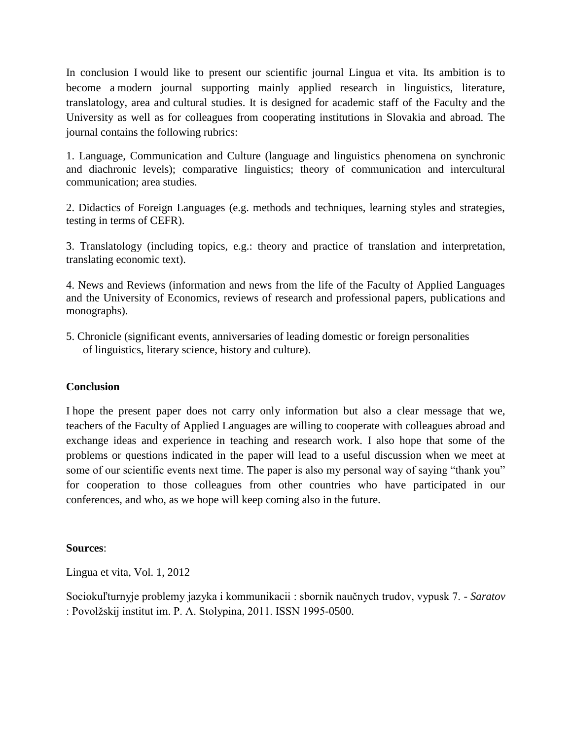In conclusion I would like to present our scientific journal Lingua et vita. Its ambition is to become a modern journal supporting mainly applied research in linguistics, literature, translatology, area and cultural studies. It is designed for academic staff of the Faculty and the University as well as for colleagues from cooperating institutions in Slovakia and abroad. The journal contains the following rubrics:

1. Language, Communication and Culture (language and linguistics phenomena on synchronic and diachronic levels); comparative linguistics; theory of communication and intercultural communication; area studies.

2. Didactics of Foreign Languages (e.g. methods and techniques, learning styles and strategies, testing in terms of CEFR).

3. Translatology (including topics, e.g.: theory and practice of translation and interpretation, translating economic text).

4. News and Reviews (information and news from the life of the Faculty of Applied Languages and the University of Economics, reviews of research and professional papers, publications and monographs).

5. Chronicle (significant events, anniversaries of leading domestic or foreign personalities of linguistics, literary science, history and culture).

**Conclusion**

I hope the present paper does not carry only information but also a clear message that we, teachers of the Faculty of Applied Languages are willing to cooperate with colleagues abroad and exchange ideas and experience in teaching and research work. I also hope that some of the problems or questions indicated in the paper will lead to a useful discussion when we meet at some of our scientific events next time. The paper is also my personal way of saying "thank you" for cooperation to those colleagues from other countries who have participated in our conferences, and who, as we hope will keep coming also in the future.

**Sources**:

Lingua et vita, Vol. 1, 2012

Sociokuľturnyje problemy jazyka i kommunikacii : sbornik naučnych trudov, vypusk 7. - *Saratov* : Povolžskij institut im. P. A. Stolypina, 2011. ISSN 1995-0500.